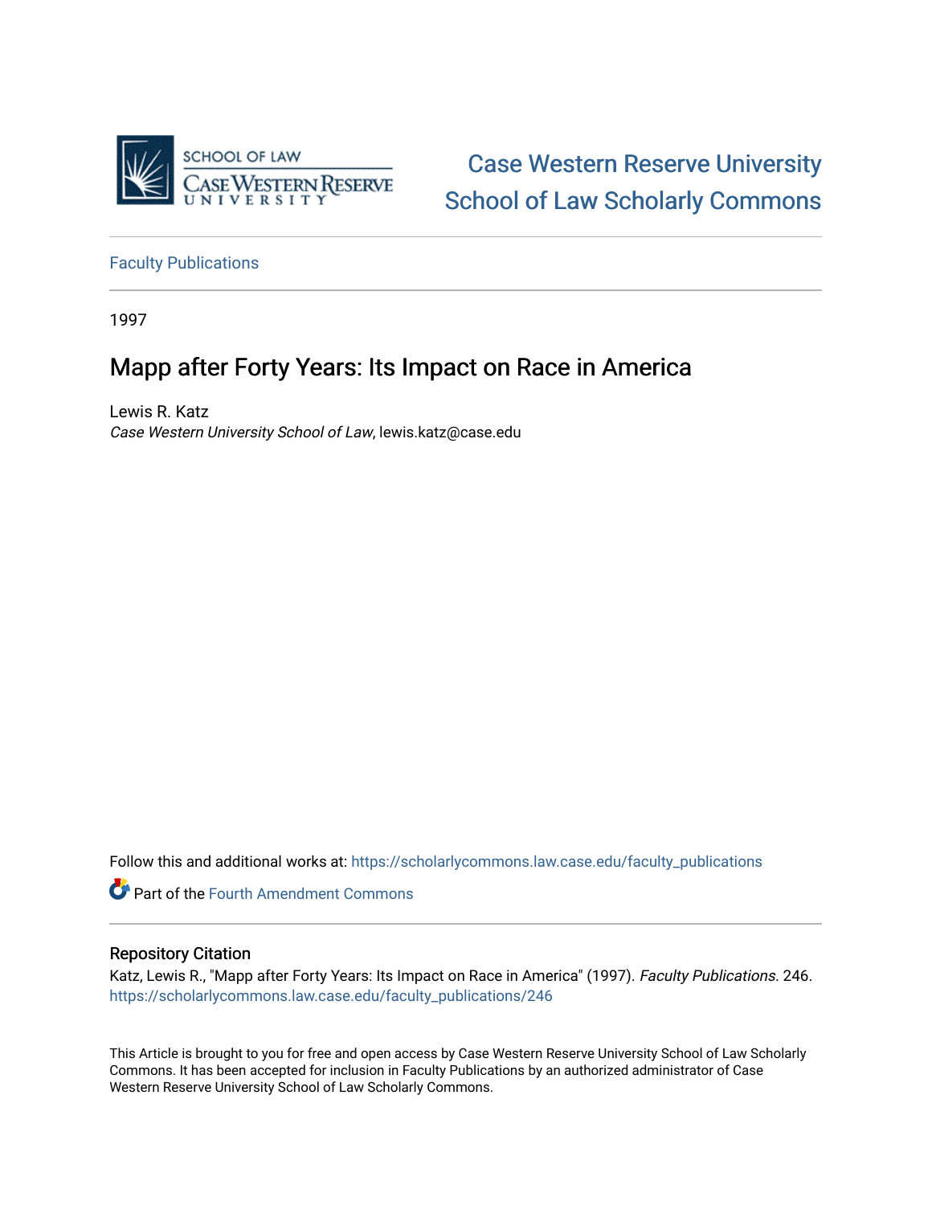Case Western Reserve University School of Law Scholarly Commons

Faculty Publications

1997

# Mapp after Forty Years: Its Impact on Race in America

Lewis R. Katz
*Case Western University School of Law*, lewis.katz@case.edu

Follow this and additional works at: https://scholarlycommons.law.case.edu/faculty_publications

Part of the Fourth Amendment Commons

## Repository Citation

Katz, Lewis R., "Mapp after Forty Years: Its Impact on Race in America" (1997). *Faculty Publications*. 246.
https://scholarlycommons.law.case.edu/faculty_publications/246

This Article is brought to you for free and open access by Case Western Reserve University School of Law Scholarly Commons. It has been accepted for inclusion in Faculty Publications by an authorized administrator of Case Western Reserve University School of Law Scholarly Commons.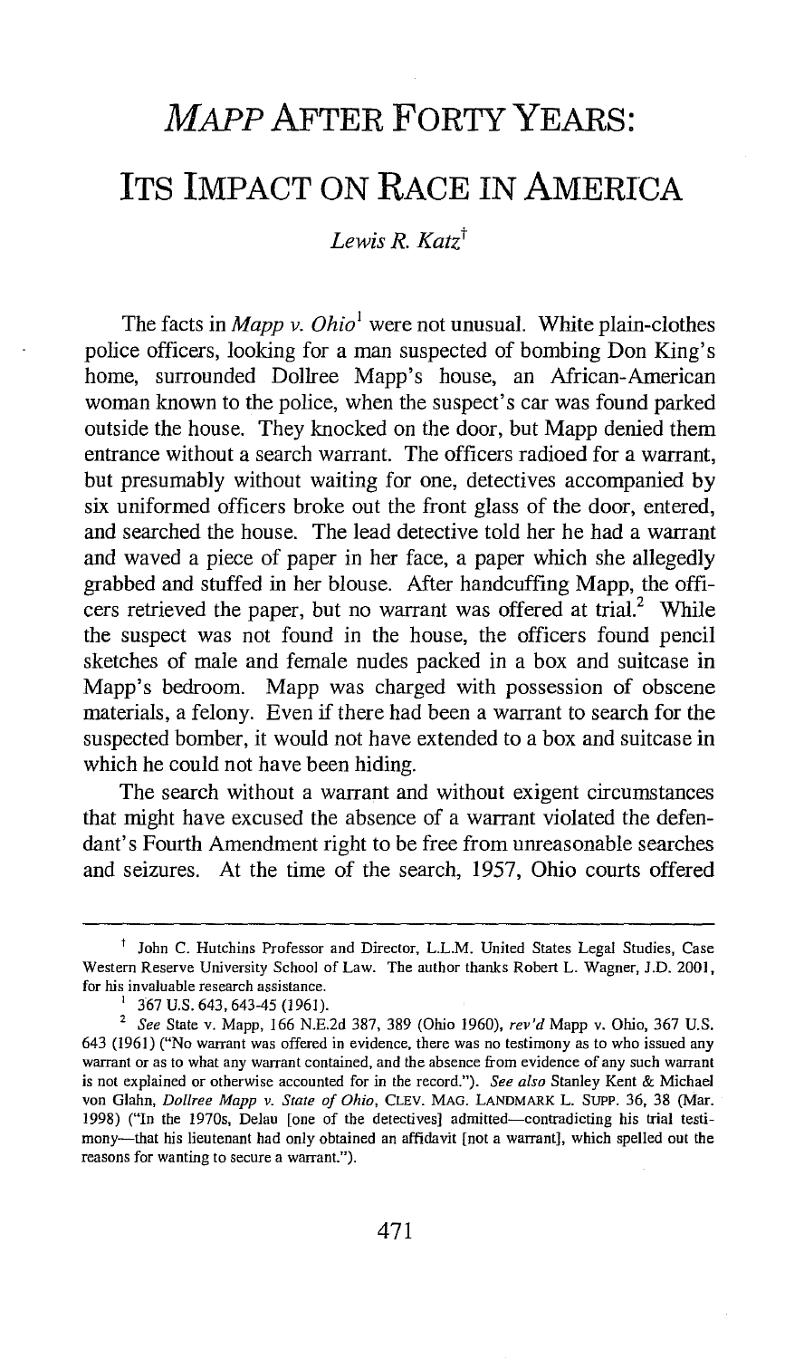# *MAPP* AFTER FORTY YEARS: ITS IMPACT ON RACE IN AMERICA

*Lewis R. Katz*[†]

The facts in *Mapp v. Ohio*[1] were not unusual. White plain-clothes police officers, looking for a man suspected of bombing Don King's home, surrounded Dollree Mapp's house, an African-American woman known to the police, when the suspect's car was found parked outside the house. They knocked on the door, but Mapp denied them entrance without a search warrant. The officers radioed for a warrant, but presumably without waiting for one, detectives accompanied by six uniformed officers broke out the front glass of the door, entered, and searched the house. The lead detective told her he had a warrant and waved a piece of paper in her face, a paper which she allegedly grabbed and stuffed in her blouse. After handcuffing Mapp, the officers retrieved the paper, but no warrant was offered at trial.[2] While the suspect was not found in the house, the officers found pencil sketches of male and female nudes packed in a box and suitcase in Mapp's bedroom. Mapp was charged with possession of obscene materials, a felony. Even if there had been a warrant to search for the suspected bomber, it would not have extended to a box and suitcase in which he could not have been hiding.

The search without a warrant and without exigent circumstances that might have excused the absence of a warrant violated the defendant's Fourth Amendment right to be free from unreasonable searches and seizures. At the time of the search, 1957, Ohio courts offered

---

† John C. Hutchins Professor and Director, L.L.M. United States Legal Studies, Case Western Reserve University School of Law. The author thanks Robert L. Wagner, J.D. 2001, for his invaluable research assistance.

1 367 U.S. 643, 643-45 (1961).

2 *See* State v. Mapp, 166 N.E.2d 387, 389 (Ohio 1960), *rev'd* Mapp v. Ohio, 367 U.S. 643 (1961) ("No warrant was offered in evidence, there was no testimony as to who issued any warrant or as to what any warrant contained, and the absence from evidence of any such warrant is not explained or otherwise accounted for in the record."). *See also* Stanley Kent & Michael von Glahn, *Dollree Mapp v. State of Ohio*, CLEV. MAG. LANDMARK L. SUPP. 36, 38 (Mar. 1998) ("In the 1970s, Delau [one of the detectives] admitted—contradicting his trial testimony—that his lieutenant had only obtained an affidavit [not a warrant], which spelled out the reasons for wanting to secure a warrant.").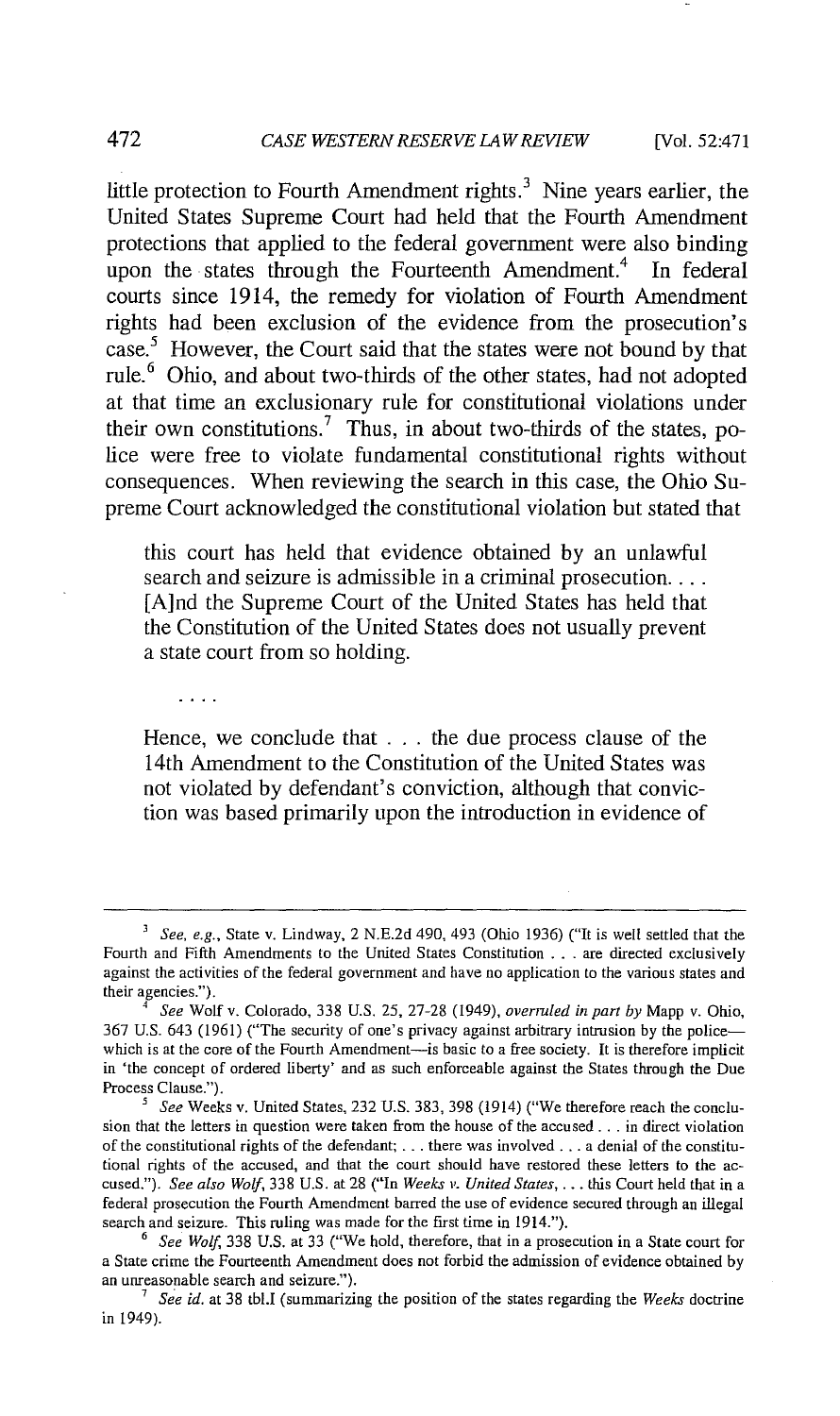little protection to Fourth Amendment rights.[3] Nine years earlier, the United States Supreme Court had held that the Fourth Amendment protections that applied to the federal government were also binding upon the states through the Fourteenth Amendment.[4] In federal courts since 1914, the remedy for violation of Fourth Amendment rights had been exclusion of the evidence from the prosecution's case.[5] However, the Court said that the states were not bound by that rule.[6] Ohio, and about two-thirds of the other states, had not adopted at that time an exclusionary rule for constitutional violations under their own constitutions.[7] Thus, in about two-thirds of the states, police were free to violate fundamental constitutional rights without consequences. When reviewing the search in this case, the Ohio Supreme Court acknowledged the constitutional violation but stated that

> this court has held that evidence obtained by an unlawful search and seizure is admissible in a criminal prosecution. . . . [A]nd the Supreme Court of the United States has held that the Constitution of the United States does not usually prevent a state court from so holding.
>
> . . . .
>
> Hence, we conclude that . . . the due process clause of the 14th Amendment to the Constitution of the United States was not violated by defendant's conviction, although that conviction was based primarily upon the introduction in evidence of

---

[3] *See, e.g.*, State v. Lindway, 2 N.E.2d 490, 493 (Ohio 1936) ("It is well settled that the Fourth and Fifth Amendments to the United States Constitution . . . are directed exclusively against the activities of the federal government and have no application to the various states and their agencies.").

[4] *See* Wolf v. Colorado, 338 U.S. 25, 27-28 (1949), *overruled in part by* Mapp v. Ohio, 367 U.S. 643 (1961) ("The security of one's privacy against arbitrary intrusion by the police—which is at the core of the Fourth Amendment—is basic to a free society. It is therefore implicit in 'the concept of ordered liberty' and as such enforceable against the States through the Due Process Clause.").

[5] *See* Weeks v. United States, 232 U.S. 383, 398 (1914) ("We therefore reach the conclusion that the letters in question were taken from the house of the accused . . . in direct violation of the constitutional rights of the defendant; . . . there was involved . . . a denial of the constitutional rights of the accused, and that the court should have restored these letters to the accused."). *See also Wolf*, 338 U.S. at 28 ("In *Weeks v. United States*, . . . this Court held that in a federal prosecution the Fourth Amendment barred the use of evidence secured through an illegal search and seizure. This ruling was made for the first time in 1914.").

[6] *See Wolf*, 338 U.S. at 33 ("We hold, therefore, that in a prosecution in a State court for a State crime the Fourteenth Amendment does not forbid the admission of evidence obtained by an unreasonable search and seizure.").

[7] *See id.* at 38 tbl.I (summarizing the position of the states regarding the *Weeks* doctrine in 1949).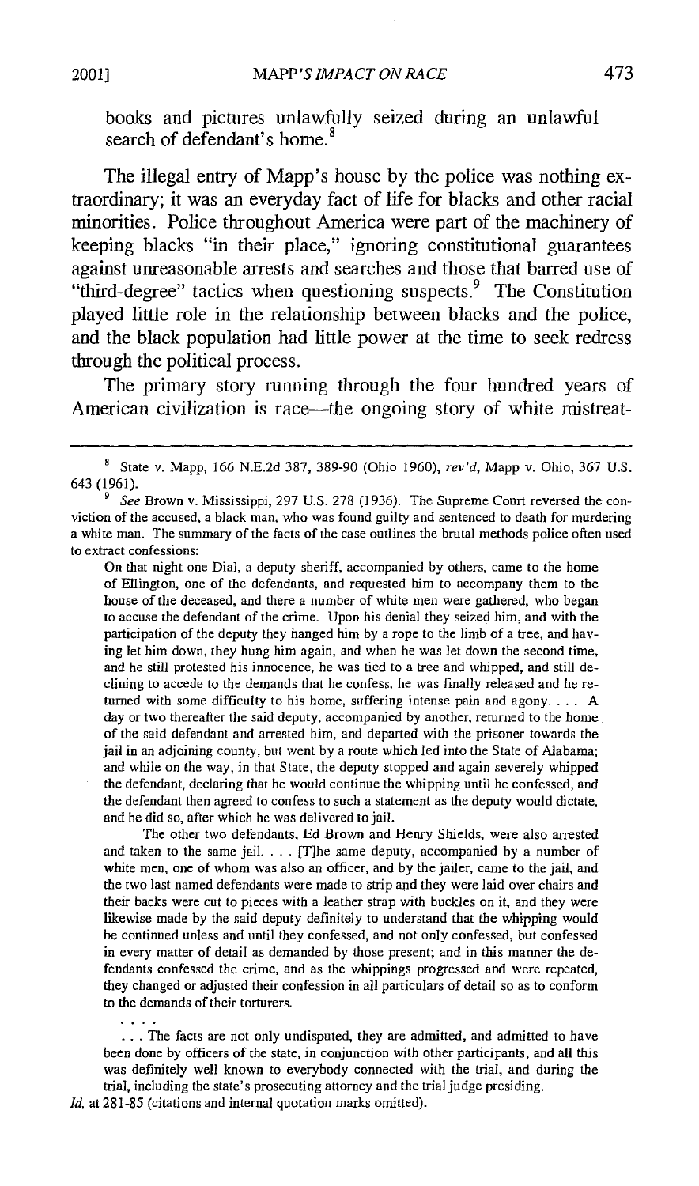books and pictures unlawfully seized during an unlawful search of defendant's home.[8]

The illegal entry of Mapp's house by the police was nothing extraordinary; it was an everyday fact of life for blacks and other racial minorities. Police throughout America were part of the machinery of keeping blacks "in their place," ignoring constitutional guarantees against unreasonable arrests and searches and those that barred use of "third-degree" tactics when questioning suspects.[9] The Constitution played little role in the relationship between blacks and the police, and the black population had little power at the time to seek redress through the political process.

The primary story running through the four hundred years of American civilization is race—the ongoing story of white mistreat-

---

[8] State v. Mapp, 166 N.E.2d 387, 389-90 (Ohio 1960), *rev'd*, Mapp v. Ohio, 367 U.S. 643 (1961).

[9] *See* Brown v. Mississippi, 297 U.S. 278 (1936). The Supreme Court reversed the conviction of the accused, a black man, who was found guilty and sentenced to death for murdering a white man. The summary of the facts of the case outlines the brutal methods police often used to extract confessions:

> On that night one Dial, a deputy sheriff, accompanied by others, came to the home of Ellington, one of the defendants, and requested him to accompany them to the house of the deceased, and there a number of white men were gathered, who began to accuse the defendant of the crime. Upon his denial they seized him, and with the participation of the deputy they hanged him by a rope to the limb of a tree, and having let him down, they hung him again, and when he was let down the second time, and he still protested his innocence, he was tied to a tree and whipped, and still declining to accede to the demands that he confess, he was finally released and he returned with some difficulty to his home, suffering intense pain and agony. . . . A day or two thereafter the said deputy, accompanied by another, returned to the home of the said defendant and arrested him, and departed with the prisoner towards the jail in an adjoining county, but went by a route which led into the State of Alabama; and while on the way, in that State, the deputy stopped and again severely whipped the defendant, declaring that he would continue the whipping until he confessed, and the defendant then agreed to confess to such a statement as the deputy would dictate, and he did so, after which he was delivered to jail.
>
> The other two defendants, Ed Brown and Henry Shields, were also arrested and taken to the same jail. . . . [T]he same deputy, accompanied by a number of white men, one of whom was also an officer, and by the jailer, came to the jail, and the two last named defendants were made to strip and they were laid over chairs and their backs were cut to pieces with a leather strap with buckles on it, and they were likewise made by the said deputy definitely to understand that the whipping would be continued unless and until they confessed, and not only confessed, but confessed in every matter of detail as demanded by those present; and in this manner the defendants confessed the crime, and as the whippings progressed and were repeated, they changed or adjusted their confession in all particulars of detail so as to conform to the demands of their torturers.
>
> . . . .
>
> . . . The facts are not only undisputed, they are admitted, and admitted to have been done by officers of the state, in conjunction with other participants, and all this was definitely well known to everybody connected with the trial, and during the trial, including the state's prosecuting attorney and the trial judge presiding.

*Id.* at 281-85 (citations and internal quotation marks omitted).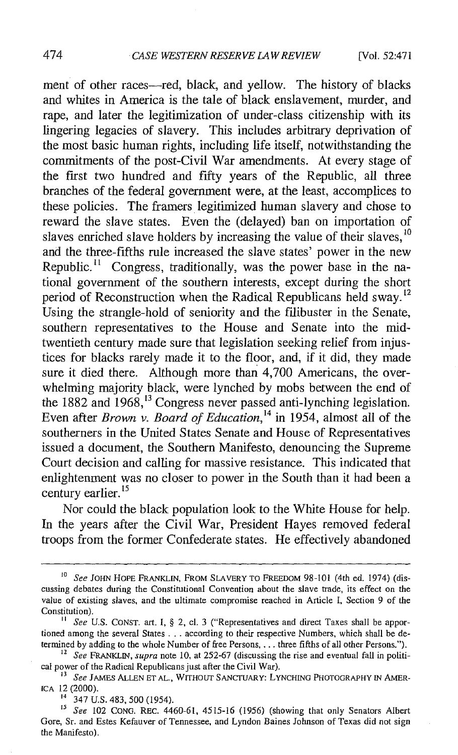ment of other races—red, black, and yellow. The history of blacks and whites in America is the tale of black enslavement, murder, and rape, and later the legitimization of under-class citizenship with its lingering legacies of slavery. This includes arbitrary deprivation of the most basic human rights, including life itself, notwithstanding the commitments of the post-Civil War amendments. At every stage of the first two hundred and fifty years of the Republic, all three branches of the federal government were, at the least, accomplices to these policies. The framers legitimized human slavery and chose to reward the slave states. Even the (delayed) ban on importation of slaves enriched slave holders by increasing the value of their slaves,[10] and the three-fifths rule increased the slave states' power in the new Republic.[11] Congress, traditionally, was the power base in the national government of the southern interests, except during the short period of Reconstruction when the Radical Republicans held sway.[12] Using the strangle-hold of seniority and the filibuster in the Senate, southern representatives to the House and Senate into the mid-twentieth century made sure that legislation seeking relief from injustices for blacks rarely made it to the floor, and, if it did, they made sure it died there. Although more than 4,700 Americans, the overwhelming majority black, were lynched by mobs between the end of the 1882 and 1968,[13] Congress never passed anti-lynching legislation. Even after *Brown v. Board of Education*,[14] in 1954, almost all of the southerners in the United States Senate and House of Representatives issued a document, the Southern Manifesto, denouncing the Supreme Court decision and calling for massive resistance. This indicated that enlightenment was no closer to power in the South than it had been a century earlier.[15]

Nor could the black population look to the White House for help. In the years after the Civil War, President Hayes removed federal troops from the former Confederate states. He effectively abandoned

---

[10] *See* JOHN HOPE FRANKLIN, FROM SLAVERY TO FREEDOM 98-101 (4th ed. 1974) (discussing debates during the Constitutional Convention about the slave trade, its effect on the value of existing slaves, and the ultimate compromise reached in Article I, Section 9 of the Constitution).

[11] *See* U.S. CONST. art. I, § 2, cl. 3 ("Representatives and direct Taxes shall be apportioned among the several States . . . according to their respective Numbers, which shall be determined by adding to the whole Number of free Persons, . . . three fifths of all other Persons.").

[12] *See* FRANKLIN, *supra* note 10, at 252-67 (discussing the rise and eventual fall in political power of the Radical Republicans just after the Civil War).

[13] *See* JAMES ALLEN ET AL., WITHOUT SANCTUARY: LYNCHING PHOTOGRAPHY IN AMERICA 12 (2000).

[14] 347 U.S. 483, 500 (1954).

[15] *See* 102 CONG. REC. 4460-61, 4515-16 (1956) (showing that only Senators Albert Gore, Sr. and Estes Kefauver of Tennessee, and Lyndon Baines Johnson of Texas did not sign the Manifesto).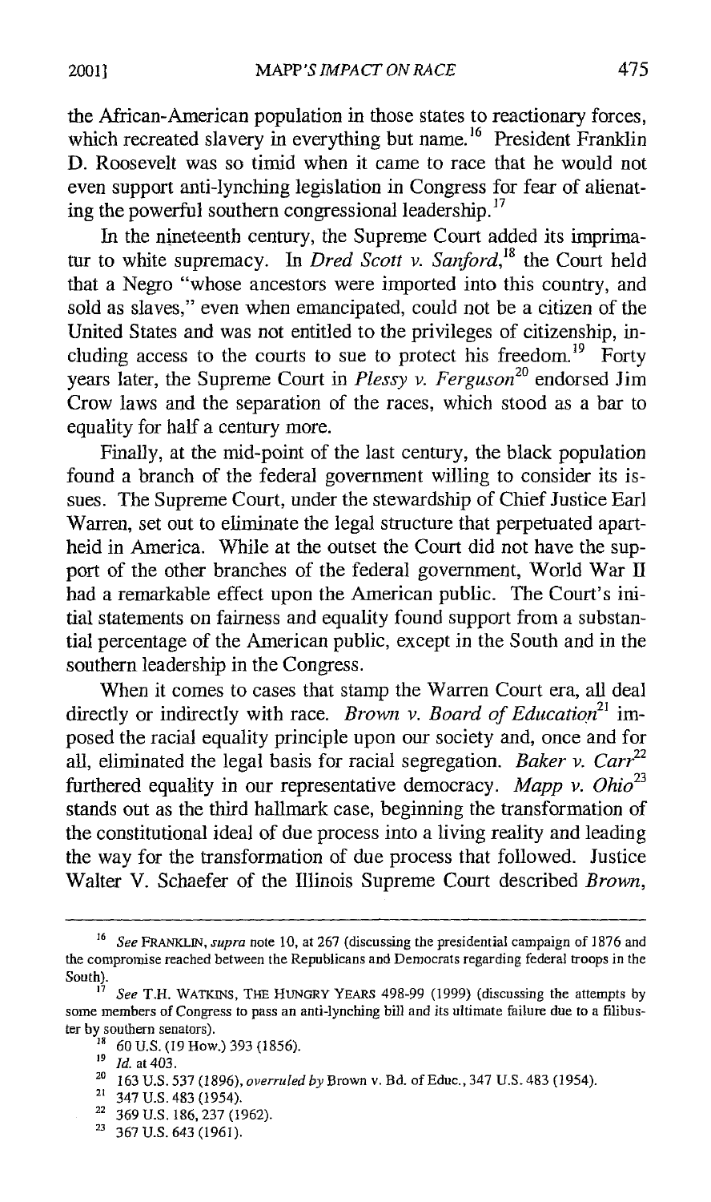the African-American population in those states to reactionary forces, which recreated slavery in everything but name.[16] President Franklin D. Roosevelt was so timid when it came to race that he would not even support anti-lynching legislation in Congress for fear of alienating the powerful southern congressional leadership.[17]

In the nineteenth century, the Supreme Court added its imprimatur to white supremacy. In *Dred Scott v. Sanford*,[18] the Court held that a Negro "whose ancestors were imported into this country, and sold as slaves," even when emancipated, could not be a citizen of the United States and was not entitled to the privileges of citizenship, including access to the courts to sue to protect his freedom.[19] Forty years later, the Supreme Court in *Plessy v. Ferguson*[20] endorsed Jim Crow laws and the separation of the races, which stood as a bar to equality for half a century more.

Finally, at the mid-point of the last century, the black population found a branch of the federal government willing to consider its issues. The Supreme Court, under the stewardship of Chief Justice Earl Warren, set out to eliminate the legal structure that perpetuated apartheid in America. While at the outset the Court did not have the support of the other branches of the federal government, World War II had a remarkable effect upon the American public. The Court's initial statements on fairness and equality found support from a substantial percentage of the American public, except in the South and in the southern leadership in the Congress.

When it comes to cases that stamp the Warren Court era, all deal directly or indirectly with race. *Brown v. Board of Education*[21] imposed the racial equality principle upon our society and, once and for all, eliminated the legal basis for racial segregation. *Baker v. Carr*[22] furthered equality in our representative democracy. *Mapp v. Ohio*[23] stands out as the third hallmark case, beginning the transformation of the constitutional ideal of due process into a living reality and leading the way for the transformation of due process that followed. Justice Walter V. Schaefer of the Illinois Supreme Court described *Brown*,

---

[16] *See* FRANKLIN, *supra* note 10, at 267 (discussing the presidential campaign of 1876 and the compromise reached between the Republicans and Democrats regarding federal troops in the South).

[17] *See* T.H. WATKINS, THE HUNGRY YEARS 498-99 (1999) (discussing the attempts by some members of Congress to pass an anti-lynching bill and its ultimate failure due to a filibuster by southern senators).

[18] 60 U.S. (19 How.) 393 (1856).

[19] *Id.* at 403.

[20] 163 U.S. 537 (1896), *overruled by* Brown v. Bd. of Educ., 347 U.S. 483 (1954).

[21] 347 U.S. 483 (1954).

[22] 369 U.S. 186, 237 (1962).

[23] 367 U.S. 643 (1961).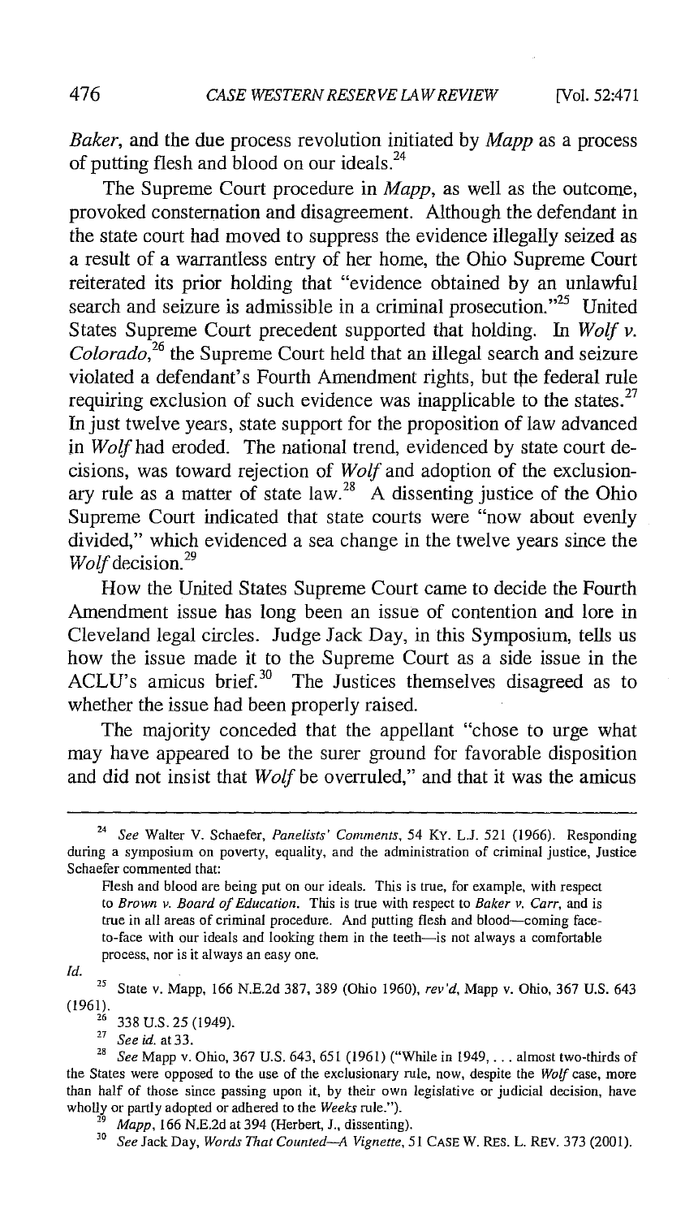*Baker*, and the due process revolution initiated by *Mapp* as a process of putting flesh and blood on our ideals.[24]

The Supreme Court procedure in *Mapp*, as well as the outcome, provoked consternation and disagreement. Although the defendant in the state court had moved to suppress the evidence illegally seized as a result of a warrantless entry of her home, the Ohio Supreme Court reiterated its prior holding that "evidence obtained by an unlawful search and seizure is admissible in a criminal prosecution."[25] United States Supreme Court precedent supported that holding. In *Wolf v. Colorado*,[26] the Supreme Court held that an illegal search and seizure violated a defendant's Fourth Amendment rights, but the federal rule requiring exclusion of such evidence was inapplicable to the states.[27] In just twelve years, state support for the proposition of law advanced in *Wolf* had eroded. The national trend, evidenced by state court decisions, was toward rejection of *Wolf* and adoption of the exclusionary rule as a matter of state law.[28] A dissenting justice of the Ohio Supreme Court indicated that state courts were "now about evenly divided," which evidenced a sea change in the twelve years since the *Wolf* decision.[29]

How the United States Supreme Court came to decide the Fourth Amendment issue has long been an issue of contention and lore in Cleveland legal circles. Judge Jack Day, in this Symposium, tells us how the issue made it to the Supreme Court as a side issue in the ACLU's amicus brief.[30] The Justices themselves disagreed as to whether the issue had been properly raised.

The majority conceded that the appellant "chose to urge what may have appeared to be the surer ground for favorable disposition and did not insist that *Wolf* be overruled," and that it was the amicus

---

[24] *See* Walter V. Schaefer, *Panelists' Comments*, 54 KY. L.J. 521 (1966). Responding during a symposium on poverty, equality, and the administration of criminal justice, Justice Schaefer commented that:

> Flesh and blood are being put on our ideals. This is true, for example, with respect to *Brown v. Board of Education*. This is true with respect to *Baker v. Carr*, and is true in all areas of criminal procedure. And putting flesh and blood—coming face-to-face with our ideals and looking them in the teeth—is not always a comfortable process, nor is it always an easy one.

*Id.*

[25] State v. Mapp, 166 N.E.2d 387, 389 (Ohio 1960), *rev'd*, Mapp v. Ohio, 367 U.S. 643 (1961).

[26] 338 U.S. 25 (1949).

[27] *See id.* at 33.

[28] *See* Mapp v. Ohio, 367 U.S. 643, 651 (1961) ("While in 1949, . . . almost two-thirds of the States were opposed to the use of the exclusionary rule, now, despite the *Wolf* case, more than half of those since passing upon it, by their own legislative or judicial decision, have wholly or partly adopted or adhered to the *Weeks* rule.").

[29] *Mapp*, 166 N.E.2d at 394 (Herbert, J., dissenting).

[30] *See* Jack Day, *Words That Counted—A Vignette*, 51 CASE W. RES. L. REV. 373 (2001).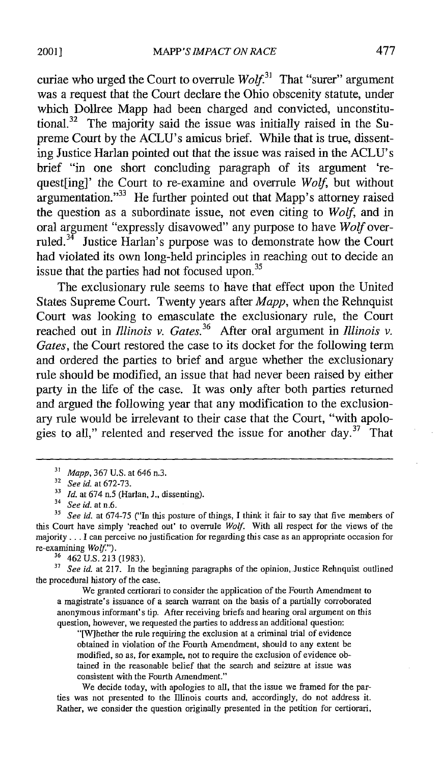curiae who urged the Court to overrule *Wolf*.[31] That "surer" argument was a request that the Court declare the Ohio obscenity statute, under which Dollree Mapp had been charged and convicted, unconstitutional.[32] The majority said the issue was initially raised in the Supreme Court by the ACLU's amicus brief. While that is true, dissenting Justice Harlan pointed out that the issue was raised in the ACLU's brief "in one short concluding paragraph of its argument 'request[ing]' the Court to re-examine and overrule *Wolf*, but without argumentation."[33] He further pointed out that Mapp's attorney raised the question as a subordinate issue, not even citing to *Wolf*, and in oral argument "expressly disavowed" any purpose to have *Wolf* overruled.[34] Justice Harlan's purpose was to demonstrate how the Court had violated its own long-held principles in reaching out to decide an issue that the parties had not focused upon.[35]

The exclusionary rule seems to have that effect upon the United States Supreme Court. Twenty years after *Mapp*, when the Rehnquist Court was looking to emasculate the exclusionary rule, the Court reached out in *Illinois v. Gates*.[36] After oral argument in *Illinois v. Gates*, the Court restored the case to its docket for the following term and ordered the parties to brief and argue whether the exclusionary rule should be modified, an issue that had never been raised by either party in the life of the case. It was only after both parties returned and argued the following year that any modification to the exclusionary rule would be irrelevant to their case that the Court, "with apologies to all," relented and reserved the issue for another day.[37] That

---

[31] *Mapp*, 367 U.S. at 646 n.3.

[32] *See id.* at 672-73.

[33] *Id.* at 674 n.5 (Harlan, J., dissenting).

[34] *See id.* at n.6.

[35] *See id.* at 674-75 ("In this posture of things, I think it fair to say that five members of this Court have simply 'reached out' to overrule *Wolf*. With all respect for the views of the majority . . . I can perceive no justification for regarding this case as an appropriate occasion for re-examining *Wolf*.").

[36] 462 U.S. 213 (1983).

[37] *See id.* at 217. In the beginning paragraphs of the opinion, Justice Rehnquist outlined the procedural history of the case.

> We granted certiorari to consider the application of the Fourth Amendment to a magistrate's issuance of a search warrant on the basis of a partially corroborated anonymous informant's tip. After receiving briefs and hearing oral argument on this question, however, we requested the parties to address an additional question:
>
> > "[W]hether the rule requiring the exclusion at a criminal trial of evidence obtained in violation of the Fourth Amendment, should to any extent be modified, so as, for example, not to require the exclusion of evidence obtained in the reasonable belief that the search and seizure at issue was consistent with the Fourth Amendment."
>
> We decide today, with apologies to all, that the issue we framed for the parties was not presented to the Illinois courts and, accordingly, do not address it. Rather, we consider the question originally presented in the petition for certiorari,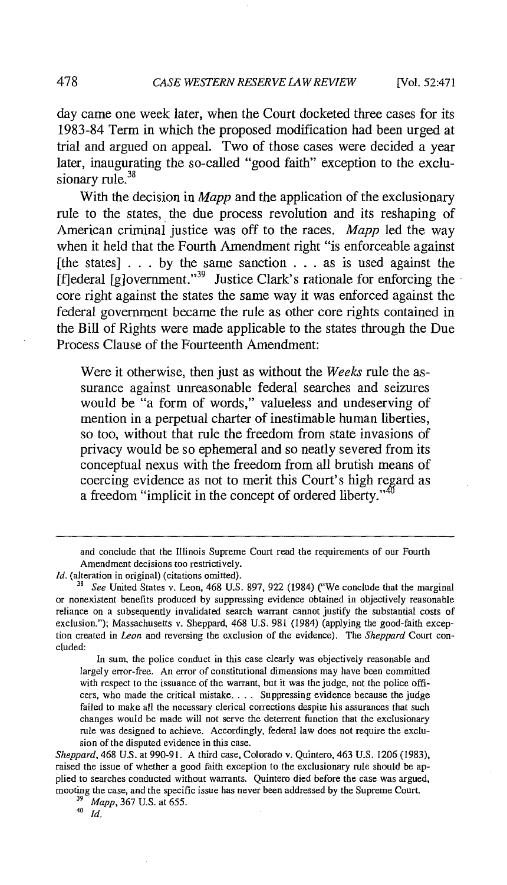day came one week later, when the Court docketed three cases for its 1983-84 Term in which the proposed modification had been urged at trial and argued on appeal. Two of those cases were decided a year later, inaugurating the so-called "good faith" exception to the exclusionary rule.[38]

With the decision in *Mapp* and the application of the exclusionary rule to the states, the due process revolution and its reshaping of American criminal justice was off to the races. *Mapp* led the way when it held that the Fourth Amendment right "is enforceable against [the states] . . . by the same sanction . . . as is used against the [f]ederal [g]overnment."[39] Justice Clark's rationale for enforcing the core right against the states the same way it was enforced against the federal government became the rule as other core rights contained in the Bill of Rights were made applicable to the states through the Due Process Clause of the Fourteenth Amendment:

> Were it otherwise, then just as without the *Weeks* rule the assurance against unreasonable federal searches and seizures would be "a form of words," valueless and undeserving of mention in a perpetual charter of inestimable human liberties, so too, without that rule the freedom from state invasions of privacy would be so ephemeral and so neatly severed from its conceptual nexus with the freedom from all brutish means of coercing evidence as not to merit this Court's high regard as a freedom "implicit in the concept of ordered liberty."[40]

---

> and conclude that the Illinois Supreme Court read the requirements of our Fourth Amendment decisions too restrictively.

*Id.* (alteration in original) (citations omitted).

[38] *See* United States v. Leon, 468 U.S. 897, 922 (1984) ("We conclude that the marginal or nonexistent benefits produced by suppressing evidence obtained in objectively reasonable reliance on a subsequently invalidated search warrant cannot justify the substantial costs of exclusion."); Massachusetts v. Sheppard, 468 U.S. 981 (1984) (applying the good-faith exception created in *Leon* and reversing the exclusion of the evidence). The *Sheppard* Court concluded:

> In sum, the police conduct in this case clearly was objectively reasonable and largely error-free. An error of constitutional dimensions may have been committed with respect to the issuance of the warrant, but it was the judge, not the police officers, who made the critical mistake. . . . Suppressing evidence because the judge failed to make all the necessary clerical corrections despite his assurances that such changes would be made will not serve the deterrent function that the exclusionary rule was designed to achieve. Accordingly, federal law does not require the exclusion of the disputed evidence in this case.

*Sheppard*, 468 U.S. at 990-91. A third case, Colorado v. Quintero, 463 U.S. 1206 (1983), raised the issue of whether a good faith exception to the exclusionary rule should be applied to searches conducted without warrants. Quintero died before the case was argued, mooting the case, and the specific issue has never been addressed by the Supreme Court.

[39] *Mapp*, 367 U.S. at 655.

[40] *Id.*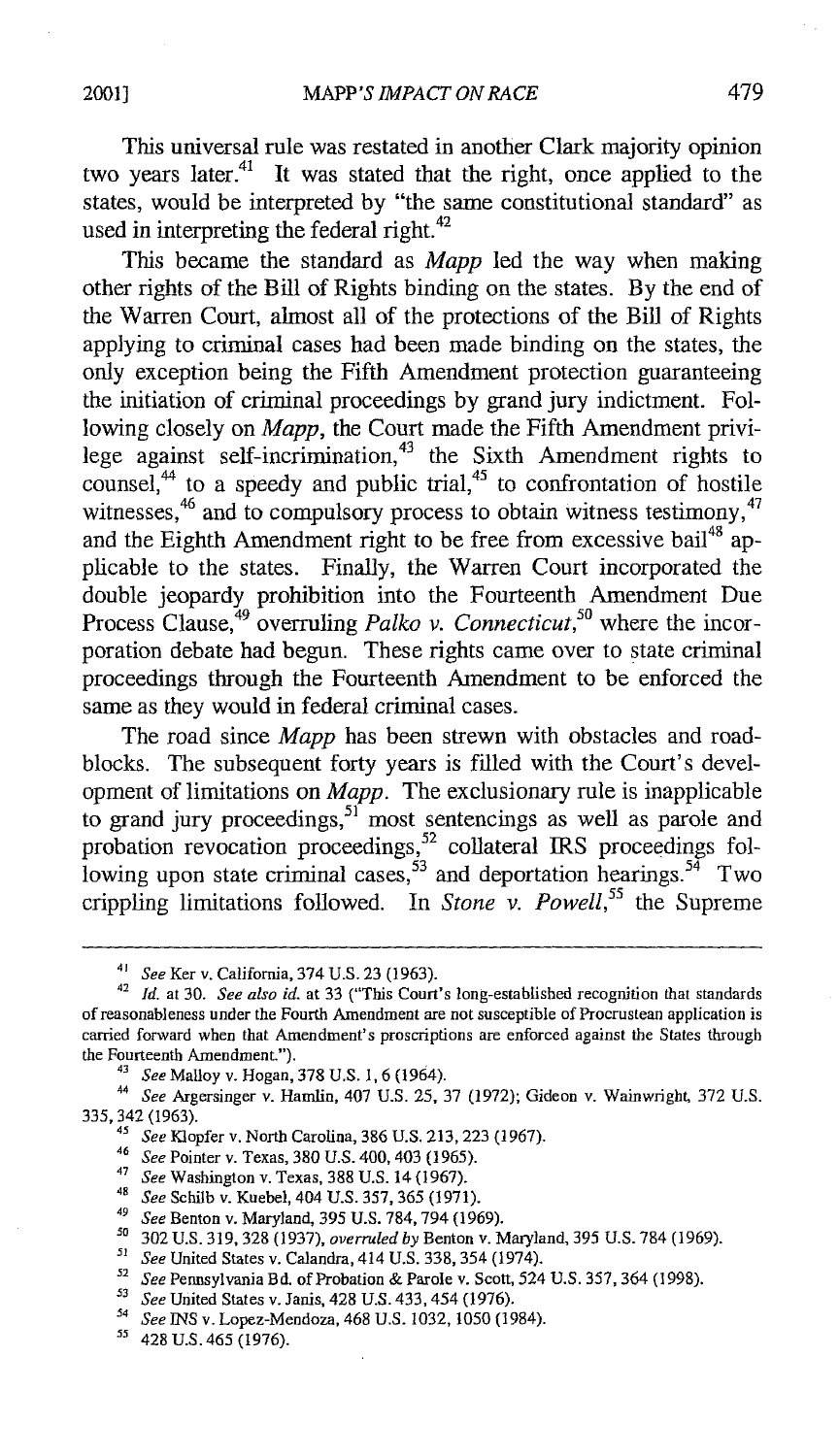This universal rule was restated in another Clark majority opinion two years later.[41] It was stated that the right, once applied to the states, would be interpreted by "the same constitutional standard" as used in interpreting the federal right.[42]

This became the standard as *Mapp* led the way when making other rights of the Bill of Rights binding on the states. By the end of the Warren Court, almost all of the protections of the Bill of Rights applying to criminal cases had been made binding on the states, the only exception being the Fifth Amendment protection guaranteeing the initiation of criminal proceedings by grand jury indictment. Following closely on *Mapp*, the Court made the Fifth Amendment privilege against self-incrimination,[43] the Sixth Amendment rights to counsel,[44] to a speedy and public trial,[45] to confrontation of hostile witnesses,[46] and to compulsory process to obtain witness testimony,[47] and the Eighth Amendment right to be free from excessive bail[48] applicable to the states. Finally, the Warren Court incorporated the double jeopardy prohibition into the Fourteenth Amendment Due Process Clause,[49] overruling *Palko v. Connecticut*,[50] where the incorporation debate had begun. These rights came over to state criminal proceedings through the Fourteenth Amendment to be enforced the same as they would in federal criminal cases.

The road since *Mapp* has been strewn with obstacles and roadblocks. The subsequent forty years is filled with the Court's development of limitations on *Mapp*. The exclusionary rule is inapplicable to grand jury proceedings,[51] most sentencings as well as parole and probation revocation proceedings,[52] collateral IRS proceedings following upon state criminal cases,[53] and deportation hearings.[54] Two crippling limitations followed. In *Stone v. Powell*,[55] the Supreme

---

[41] *See* Ker v. California, 374 U.S. 23 (1963).

[42] *Id.* at 30. *See also id.* at 33 ("This Court's long-established recognition that standards of reasonableness under the Fourth Amendment are not susceptible of Procrustean application is carried forward when that Amendment's proscriptions are enforced against the States through the Fourteenth Amendment.").

[43] *See* Malloy v. Hogan, 378 U.S. 1, 6 (1964).

[44] *See* Argersinger v. Hamlin, 407 U.S. 25, 37 (1972); Gideon v. Wainwright, 372 U.S. 335, 342 (1963).

[45] *See* Klopfer v. North Carolina, 386 U.S. 213, 223 (1967).

[46] *See* Pointer v. Texas, 380 U.S. 400, 403 (1965).

[47] *See* Washington v. Texas, 388 U.S. 14 (1967).

[48] *See* Schilb v. Kuebel, 404 U.S. 357, 365 (1971).

[49] *See* Benton v. Maryland, 395 U.S. 784, 794 (1969).

[50] 302 U.S. 319, 328 (1937), *overruled by* Benton v. Maryland, 395 U.S. 784 (1969).

[51] *See* United States v. Calandra, 414 U.S. 338, 354 (1974).

[52] *See* Pennsylvania Bd. of Probation & Parole v. Scott, 524 U.S. 357, 364 (1998).

[53] *See* United States v. Janis, 428 U.S. 433, 454 (1976).

[54] *See* INS v. Lopez-Mendoza, 468 U.S. 1032, 1050 (1984).

[55] 428 U.S. 465 (1976).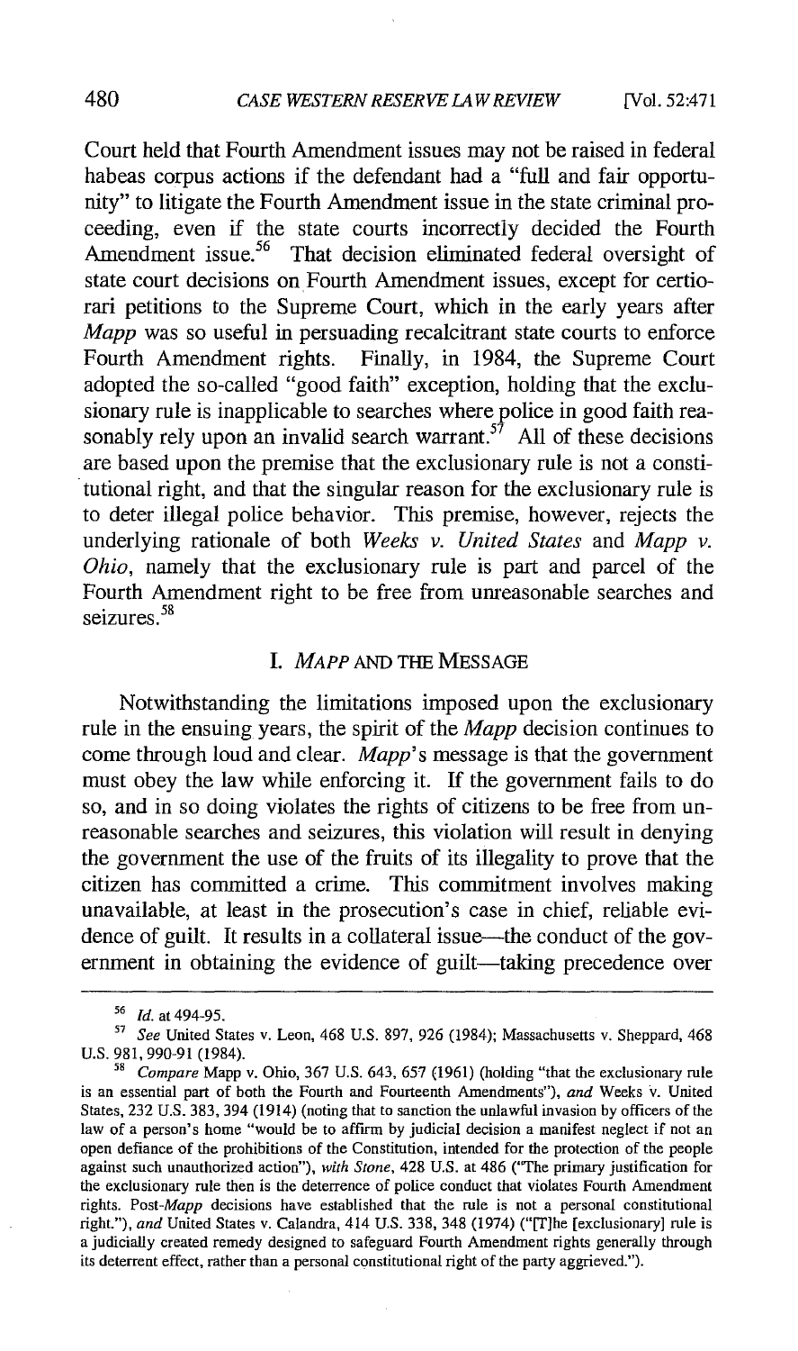Court held that Fourth Amendment issues may not be raised in federal habeas corpus actions if the defendant had a "full and fair opportunity" to litigate the Fourth Amendment issue in the state criminal proceeding, even if the state courts incorrectly decided the Fourth Amendment issue.[56] That decision eliminated federal oversight of state court decisions on Fourth Amendment issues, except for certiorari petitions to the Supreme Court, which in the early years after *Mapp* was so useful in persuading recalcitrant state courts to enforce Fourth Amendment rights. Finally, in 1984, the Supreme Court adopted the so-called "good faith" exception, holding that the exclusionary rule is inapplicable to searches where police in good faith reasonably rely upon an invalid search warrant.[57] All of these decisions are based upon the premise that the exclusionary rule is not a constitutional right, and that the singular reason for the exclusionary rule is to deter illegal police behavior. This premise, however, rejects the underlying rationale of both *Weeks v. United States* and *Mapp v. Ohio*, namely that the exclusionary rule is part and parcel of the Fourth Amendment right to be free from unreasonable searches and seizures.[58]

## I. *MAPP* AND THE MESSAGE

Notwithstanding the limitations imposed upon the exclusionary rule in the ensuing years, the spirit of the *Mapp* decision continues to come through loud and clear. *Mapp*'s message is that the government must obey the law while enforcing it. If the government fails to do so, and in so doing violates the rights of citizens to be free from unreasonable searches and seizures, this violation will result in denying the government the use of the fruits of its illegality to prove that the citizen has committed a crime. This commitment involves making unavailable, at least in the prosecution's case in chief, reliable evidence of guilt. It results in a collateral issue—the conduct of the government in obtaining the evidence of guilt—taking precedence over

---

[56] *Id.* at 494-95.

[57] *See* United States v. Leon, 468 U.S. 897, 926 (1984); Massachusetts v. Sheppard, 468 U.S. 981, 990-91 (1984).

[58] *Compare* Mapp v. Ohio, 367 U.S. 643, 657 (1961) (holding "that the exclusionary rule is an essential part of both the Fourth and Fourteenth Amendments"), *and* Weeks v. United States, 232 U.S. 383, 394 (1914) (noting that to sanction the unlawful invasion by officers of the law of a person's home "would be to affirm by judicial decision a manifest neglect if not an open defiance of the prohibitions of the Constitution, intended for the protection of the people against such unauthorized action"), *with Stone*, 428 U.S. at 486 ("The primary justification for the exclusionary rule then is the deterrence of police conduct that violates Fourth Amendment rights. Post-*Mapp* decisions have established that the rule is not a personal constitutional right."), *and* United States v. Calandra, 414 U.S. 338, 348 (1974) ("[T]he [exclusionary] rule is a judicially created remedy designed to safeguard Fourth Amendment rights generally through its deterrent effect, rather than a personal constitutional right of the party aggrieved.").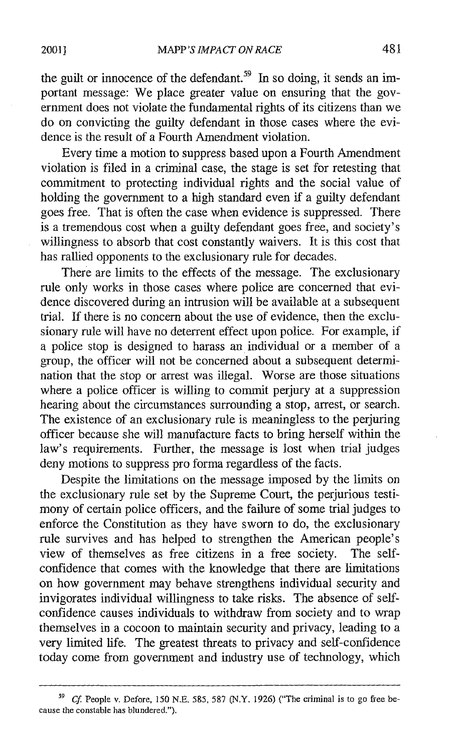the guilt or innocence of the defendant.[59] In so doing, it sends an important message: We place greater value on ensuring that the government does not violate the fundamental rights of its citizens than we do on convicting the guilty defendant in those cases where the evidence is the result of a Fourth Amendment violation.

Every time a motion to suppress based upon a Fourth Amendment violation is filed in a criminal case, the stage is set for retesting that commitment to protecting individual rights and the social value of holding the government to a high standard even if a guilty defendant goes free. That is often the case when evidence is suppressed. There is a tremendous cost when a guilty defendant goes free, and society's willingness to absorb that cost constantly waivers. It is this cost that has rallied opponents to the exclusionary rule for decades.

There are limits to the effects of the message. The exclusionary rule only works in those cases where police are concerned that evidence discovered during an intrusion will be available at a subsequent trial. If there is no concern about the use of evidence, then the exclusionary rule will have no deterrent effect upon police. For example, if a police stop is designed to harass an individual or a member of a group, the officer will not be concerned about a subsequent determination that the stop or arrest was illegal. Worse are those situations where a police officer is willing to commit perjury at a suppression hearing about the circumstances surrounding a stop, arrest, or search. The existence of an exclusionary rule is meaningless to the perjuring officer because she will manufacture facts to bring herself within the law's requirements. Further, the message is lost when trial judges deny motions to suppress pro forma regardless of the facts.

Despite the limitations on the message imposed by the limits on the exclusionary rule set by the Supreme Court, the perjurious testimony of certain police officers, and the failure of some trial judges to enforce the Constitution as they have sworn to do, the exclusionary rule survives and has helped to strengthen the American people's view of themselves as free citizens in a free society. The self-confidence that comes with the knowledge that there are limitations on how government may behave strengthens individual security and invigorates individual willingness to take risks. The absence of self-confidence causes individuals to withdraw from society and to wrap themselves in a cocoon to maintain security and privacy, leading to a very limited life. The greatest threats to privacy and self-confidence today come from government and industry use of technology, which

---

[59] *Cf.* People v. Defore, 150 N.E. 585, 587 (N.Y. 1926) ("The criminal is to go free because the constable has blundered.").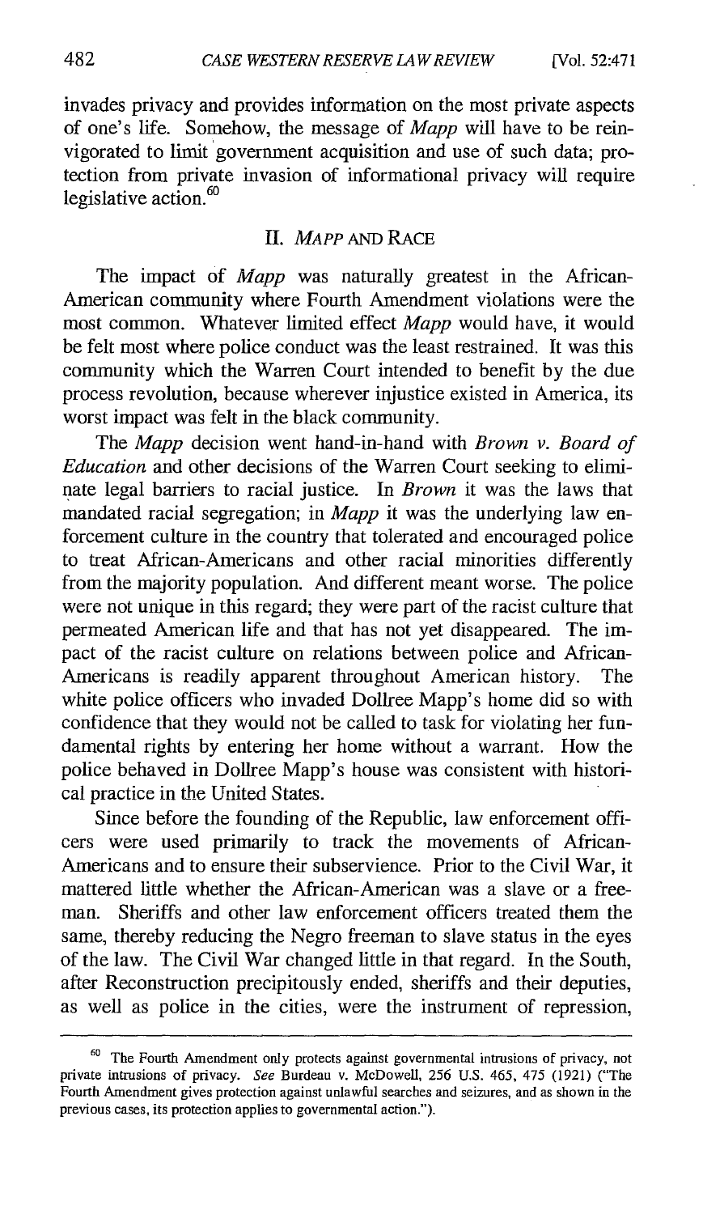invades privacy and provides information on the most private aspects of one's life. Somehow, the message of *Mapp* will have to be reinvigorated to limit government acquisition and use of such data; protection from private invasion of informational privacy will require legislative action.[60]

## II. *MAPP* AND RACE

The impact of *Mapp* was naturally greatest in the African-American community where Fourth Amendment violations were the most common. Whatever limited effect *Mapp* would have, it would be felt most where police conduct was the least restrained. It was this community which the Warren Court intended to benefit by the due process revolution, because wherever injustice existed in America, its worst impact was felt in the black community.

The *Mapp* decision went hand-in-hand with *Brown v. Board of Education* and other decisions of the Warren Court seeking to eliminate legal barriers to racial justice. In *Brown* it was the laws that mandated racial segregation; in *Mapp* it was the underlying law enforcement culture in the country that tolerated and encouraged police to treat African-Americans and other racial minorities differently from the majority population. And different meant worse. The police were not unique in this regard; they were part of the racist culture that permeated American life and that has not yet disappeared. The impact of the racist culture on relations between police and African-Americans is readily apparent throughout American history. The white police officers who invaded Dollree Mapp's home did so with confidence that they would not be called to task for violating her fundamental rights by entering her home without a warrant. How the police behaved in Dollree Mapp's house was consistent with historical practice in the United States.

Since before the founding of the Republic, law enforcement officers were used primarily to track the movements of African-Americans and to ensure their subservience. Prior to the Civil War, it mattered little whether the African-American was a slave or a freeman. Sheriffs and other law enforcement officers treated them the same, thereby reducing the Negro freeman to slave status in the eyes of the law. The Civil War changed little in that regard. In the South, after Reconstruction precipitously ended, sheriffs and their deputies, as well as police in the cities, were the instrument of repression,

[60] The Fourth Amendment only protects against governmental intrusions of privacy, not private intrusions of privacy. *See* Burdeau v. McDowell, 256 U.S. 465, 475 (1921) ("The Fourth Amendment gives protection against unlawful searches and seizures, and as shown in the previous cases, its protection applies to governmental action.").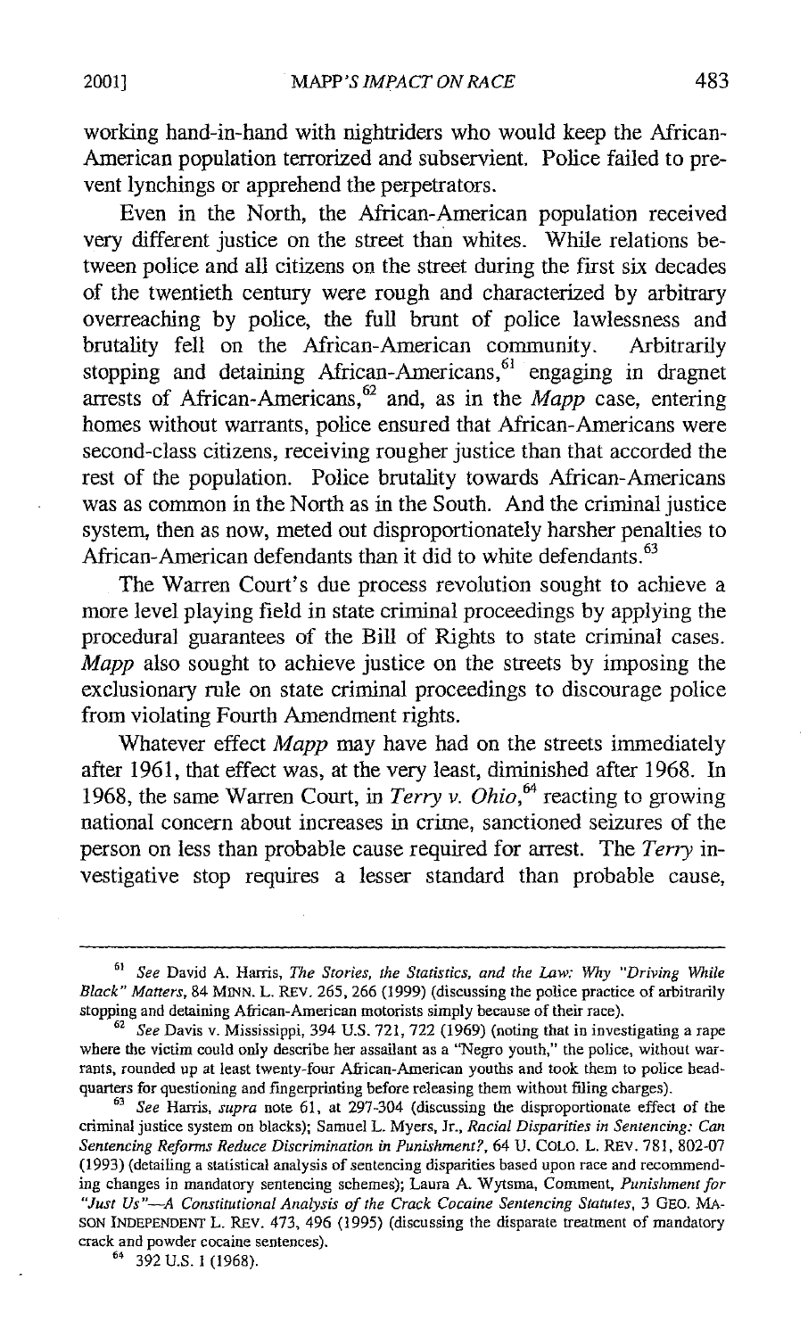working hand-in-hand with nightriders who would keep the African-American population terrorized and subservient. Police failed to prevent lynchings or apprehend the perpetrators.

Even in the North, the African-American population received very different justice on the street than whites. While relations between police and all citizens on the street during the first six decades of the twentieth century were rough and characterized by arbitrary overreaching by police, the full brunt of police lawlessness and brutality fell on the African-American community. Arbitrarily stopping and detaining African-Americans,[61] engaging in dragnet arrests of African-Americans,[62] and, as in the *Mapp* case, entering homes without warrants, police ensured that African-Americans were second-class citizens, receiving rougher justice than that accorded the rest of the population. Police brutality towards African-Americans was as common in the North as in the South. And the criminal justice system, then as now, meted out disproportionately harsher penalties to African-American defendants than it did to white defendants.[63]

The Warren Court's due process revolution sought to achieve a more level playing field in state criminal proceedings by applying the procedural guarantees of the Bill of Rights to state criminal cases. *Mapp* also sought to achieve justice on the streets by imposing the exclusionary rule on state criminal proceedings to discourage police from violating Fourth Amendment rights.

Whatever effect *Mapp* may have had on the streets immediately after 1961, that effect was, at the very least, diminished after 1968. In 1968, the same Warren Court, in *Terry v. Ohio*,[64] reacting to growing national concern about increases in crime, sanctioned seizures of the person on less than probable cause required for arrest. The *Terry* investigative stop requires a lesser standard than probable cause,

---

[61] *See* David A. Harris, *The Stories, the Statistics, and the Law: Why "Driving While Black" Matters*, 84 MINN. L. REV. 265, 266 (1999) (discussing the police practice of arbitrarily stopping and detaining African-American motorists simply because of their race).

[62] *See* Davis v. Mississippi, 394 U.S. 721, 722 (1969) (noting that in investigating a rape where the victim could only describe her assailant as a "Negro youth," the police, without warrants, rounded up at least twenty-four African-American youths and took them to police headquarters for questioning and fingerprinting before releasing them without filing charges).

[63] *See* Harris, *supra* note 61, at 297-304 (discussing the disproportionate effect of the criminal justice system on blacks); Samuel L. Myers, Jr., *Racial Disparities in Sentencing: Can Sentencing Reforms Reduce Discrimination in Punishment?*, 64 U. COLO. L. REV. 781, 802-07 (1993) (detailing a statistical analysis of sentencing disparities based upon race and recommending changes in mandatory sentencing schemes); Laura A. Wytsma, Comment, *Punishment for "Just Us"—A Constitutional Analysis of the Crack Cocaine Sentencing Statutes*, 3 GEO. MASON INDEPENDENT L. REV. 473, 496 (1995) (discussing the disparate treatment of mandatory crack and powder cocaine sentences).

[64] 392 U.S. 1 (1968).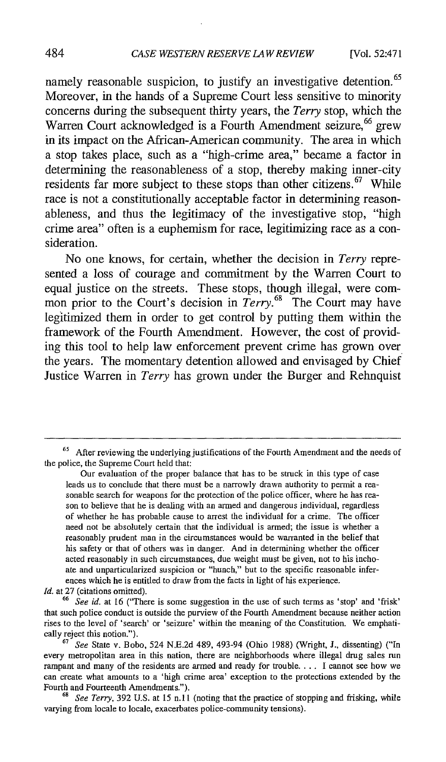namely reasonable suspicion, to justify an investigative detention.[65] Moreover, in the hands of a Supreme Court less sensitive to minority concerns during the subsequent thirty years, the *Terry* stop, which the Warren Court acknowledged is a Fourth Amendment seizure,[66] grew in its impact on the African-American community. The area in which a stop takes place, such as a "high-crime area," became a factor in determining the reasonableness of a stop, thereby making inner-city residents far more subject to these stops than other citizens.[67] While race is not a constitutionally acceptable factor in determining reasonableness, and thus the legitimacy of the investigative stop, "high crime area" often is a euphemism for race, legitimizing race as a consideration.

No one knows, for certain, whether the decision in *Terry* represented a loss of courage and commitment by the Warren Court to equal justice on the streets. These stops, though illegal, were common prior to the Court's decision in *Terry*.[68] The Court may have legitimized them in order to get control by putting them within the framework of the Fourth Amendment. However, the cost of providing this tool to help law enforcement prevent crime has grown over the years. The momentary detention allowed and envisaged by Chief Justice Warren in *Terry* has grown under the Burger and Rehnquist

---

[65] After reviewing the underlying justifications of the Fourth Amendment and the needs of the police, the Supreme Court held that:

> Our evaluation of the proper balance that has to be struck in this type of case leads us to conclude that there must be a narrowly drawn authority to permit a reasonable search for weapons for the protection of the police officer, where he has reason to believe that he is dealing with an armed and dangerous individual, regardless of whether he has probable cause to arrest the individual for a crime. The officer need not be absolutely certain that the individual is armed; the issue is whether a reasonably prudent man in the circumstances would be warranted in the belief that his safety or that of others was in danger. And in determining whether the officer acted reasonably in such circumstances, due weight must be given, not to his inchoate and unparticularized suspicion or "hunch," but to the specific reasonable inferences which he is entitled to draw from the facts in light of his experience.

*Id.* at 27 (citations omitted).

[66] *See id.* at 16 ("There is some suggestion in the use of such terms as 'stop' and 'frisk' that such police conduct is outside the purview of the Fourth Amendment because neither action rises to the level of 'search' or 'seizure' within the meaning of the Constitution. We emphatically reject this notion.").

[67] *See* State v. Bobo, 524 N.E.2d 489, 493-94 (Ohio 1988) (Wright, J., dissenting) ("In every metropolitan area in this nation, there are neighborhoods where illegal drug sales run rampant and many of the residents are armed and ready for trouble. . . . I cannot see how we can create what amounts to a 'high crime area' exception to the protections extended by the Fourth and Fourteenth Amendments.").

[68] *See Terry*, 392 U.S. at 15 n.11 (noting that the practice of stopping and frisking, while varying from locale to locale, exacerbates police-community tensions).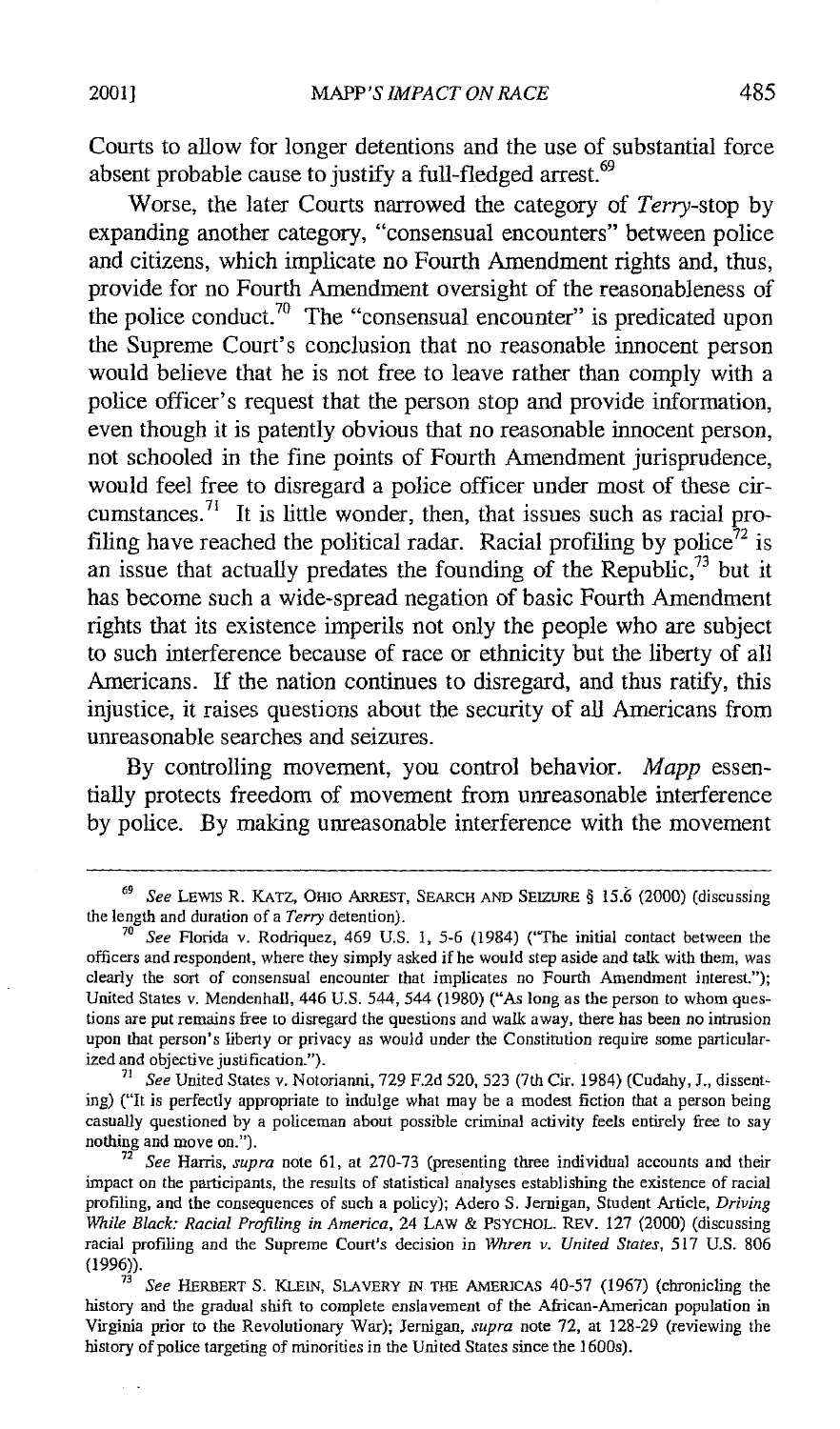Courts to allow for longer detentions and the use of substantial force absent probable cause to justify a full-fledged arrest.[69]

Worse, the later Courts narrowed the category of *Terry*-stop by expanding another category, "consensual encounters" between police and citizens, which implicate no Fourth Amendment rights and, thus, provide for no Fourth Amendment oversight of the reasonableness of the police conduct.[70] The "consensual encounter" is predicated upon the Supreme Court's conclusion that no reasonable innocent person would believe that he is not free to leave rather than comply with a police officer's request that the person stop and provide information, even though it is patently obvious that no reasonable innocent person, not schooled in the fine points of Fourth Amendment jurisprudence, would feel free to disregard a police officer under most of these circumstances.[71] It is little wonder, then, that issues such as racial profiling have reached the political radar. Racial profiling by police[72] is an issue that actually predates the founding of the Republic,[73] but it has become such a wide-spread negation of basic Fourth Amendment rights that its existence imperils not only the people who are subject to such interference because of race or ethnicity but the liberty of all Americans. If the nation continues to disregard, and thus ratify, this injustice, it raises questions about the security of all Americans from unreasonable searches and seizures.

By controlling movement, you control behavior. *Mapp* essentially protects freedom of movement from unreasonable interference by police. By making unreasonable interference with the movement

---

[69] *See* LEWIS R. KATZ, OHIO ARREST, SEARCH AND SEIZURE § 15.6 (2000) (discussing the length and duration of a *Terry* detention).

[70] *See* Florida v. Rodriquez, 469 U.S. 1, 5-6 (1984) ("The initial contact between the officers and respondent, where they simply asked if he would step aside and talk with them, was clearly the sort of consensual encounter that implicates no Fourth Amendment interest."); United States v. Mendenhall, 446 U.S. 544, 544 (1980) ("As long as the person to whom questions are put remains free to disregard the questions and walk away, there has been no intrusion upon that person's liberty or privacy as would under the Constitution require some particularized and objective justification.").

[71] *See* United States v. Notorianni, 729 F.2d 520, 523 (7th Cir. 1984) (Cudahy, J., dissenting) ("It is perfectly appropriate to indulge what may be a modest fiction that a person being casually questioned by a policeman about possible criminal activity feels entirely free to say nothing and move on.").

[72] *See* Harris, *supra* note 61, at 270-73 (presenting three individual accounts and their impact on the participants, the results of statistical analyses establishing the existence of racial profiling, and the consequences of such a policy); Adero S. Jernigan, Student Article, *Driving While Black: Racial Profiling in America*, 24 LAW & PSYCHOL. REV. 127 (2000) (discussing racial profiling and the Supreme Court's decision in *Whren v. United States*, 517 U.S. 806 (1996)).

[73] *See* HERBERT S. KLEIN, SLAVERY IN THE AMERICAS 40-57 (1967) (chronicling the history and the gradual shift to complete enslavement of the African-American population in Virginia prior to the Revolutionary War); Jernigan, *supra* note 72, at 128-29 (reviewing the history of police targeting of minorities in the United States since the 1600s).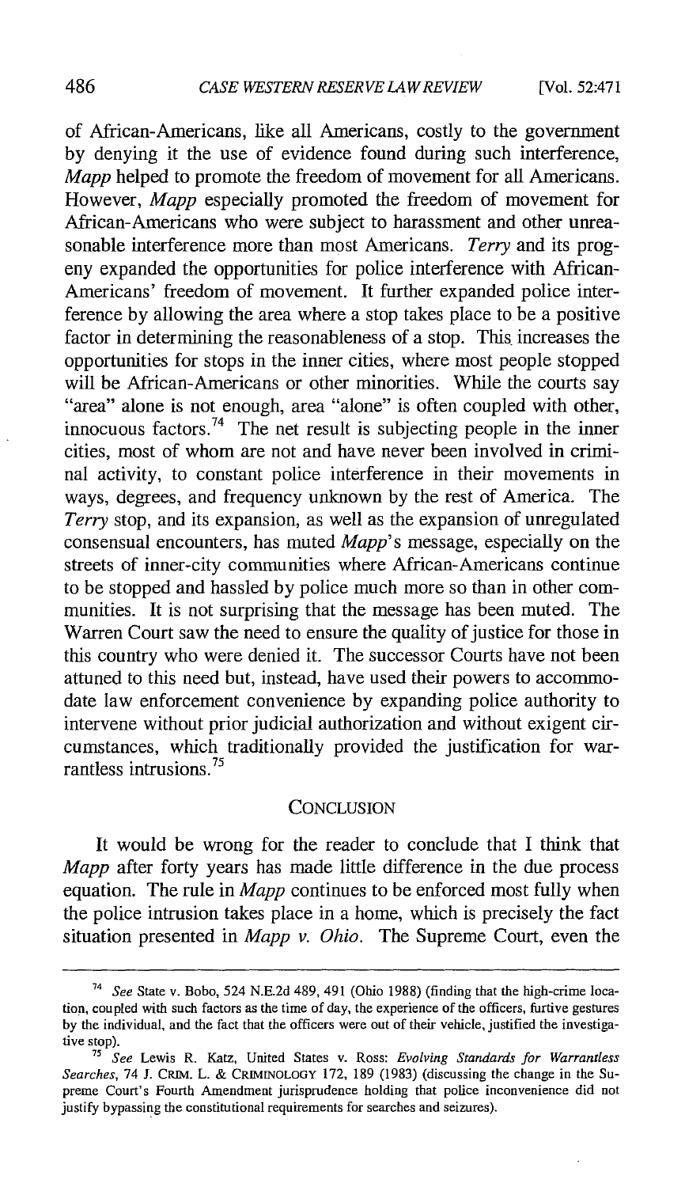of African-Americans, like all Americans, costly to the government by denying it the use of evidence found during such interference, *Mapp* helped to promote the freedom of movement for all Americans. However, *Mapp* especially promoted the freedom of movement for African-Americans who were subject to harassment and other unreasonable interference more than most Americans. *Terry* and its progeny expanded the opportunities for police interference with African-Americans' freedom of movement. It further expanded police interference by allowing the area where a stop takes place to be a positive factor in determining the reasonableness of a stop. This increases the opportunities for stops in the inner cities, where most people stopped will be African-Americans or other minorities. While the courts say "area" alone is not enough, area "alone" is often coupled with other, innocuous factors.[74] The net result is subjecting people in the inner cities, most of whom are not and have never been involved in criminal activity, to constant police interference in their movements in ways, degrees, and frequency unknown by the rest of America. The *Terry* stop, and its expansion, as well as the expansion of unregulated consensual encounters, has muted *Mapp*'s message, especially on the streets of inner-city communities where African-Americans continue to be stopped and hassled by police much more so than in other communities. It is not surprising that the message has been muted. The Warren Court saw the need to ensure the quality of justice for those in this country who were denied it. The successor Courts have not been attuned to this need but, instead, have used their powers to accommodate law enforcement convenience by expanding police authority to intervene without prior judicial authorization and without exigent circumstances, which traditionally provided the justification for warrantless intrusions.[75]

## CONCLUSION

It would be wrong for the reader to conclude that I think that *Mapp* after forty years has made little difference in the due process equation. The rule in *Mapp* continues to be enforced most fully when the police intrusion takes place in a home, which is precisely the fact situation presented in *Mapp v. Ohio*. The Supreme Court, even the

---

[74] *See* State v. Bobo, 524 N.E.2d 489, 491 (Ohio 1988) (finding that the high-crime location, coupled with such factors as the time of day, the experience of the officers, furtive gestures by the individual, and the fact that the officers were out of their vehicle, justified the investigative stop).

[75] *See* Lewis R. Katz, United States v. Ross: *Evolving Standards for Warrantless Searches*, 74 J. CRIM. L. & CRIMINOLOGY 172, 189 (1983) (discussing the change in the Supreme Court's Fourth Amendment jurisprudence holding that police inconvenience did not justify bypassing the constitutional requirements for searches and seizures).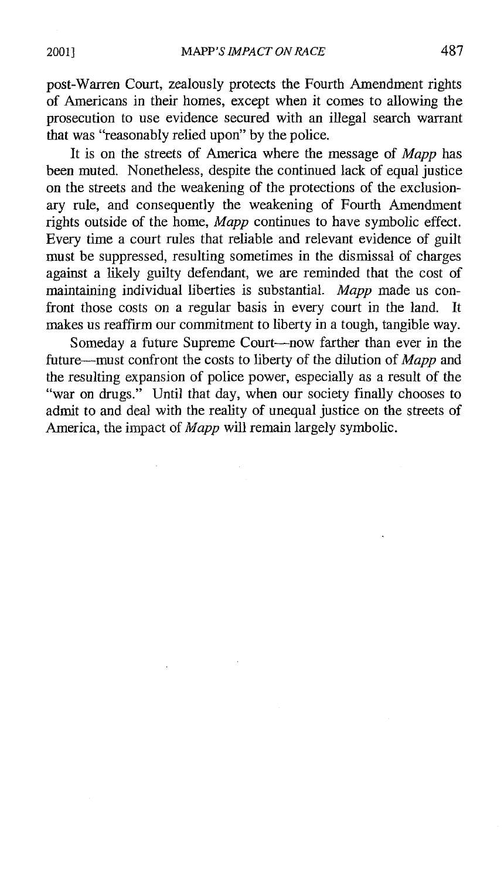post-Warren Court, zealously protects the Fourth Amendment rights of Americans in their homes, except when it comes to allowing the prosecution to use evidence secured with an illegal search warrant that was "reasonably relied upon" by the police.

It is on the streets of America where the message of *Mapp* has been muted. Nonetheless, despite the continued lack of equal justice on the streets and the weakening of the protections of the exclusionary rule, and consequently the weakening of Fourth Amendment rights outside of the home, *Mapp* continues to have symbolic effect. Every time a court rules that reliable and relevant evidence of guilt must be suppressed, resulting sometimes in the dismissal of charges against a likely guilty defendant, we are reminded that the cost of maintaining individual liberties is substantial. *Mapp* made us confront those costs on a regular basis in every court in the land. It makes us reaffirm our commitment to liberty in a tough, tangible way.

Someday a future Supreme Court—now farther than ever in the future—must confront the costs to liberty of the dilution of *Mapp* and the resulting expansion of police power, especially as a result of the "war on drugs." Until that day, when our society finally chooses to admit to and deal with the reality of unequal justice on the streets of America, the impact of *Mapp* will remain largely symbolic.